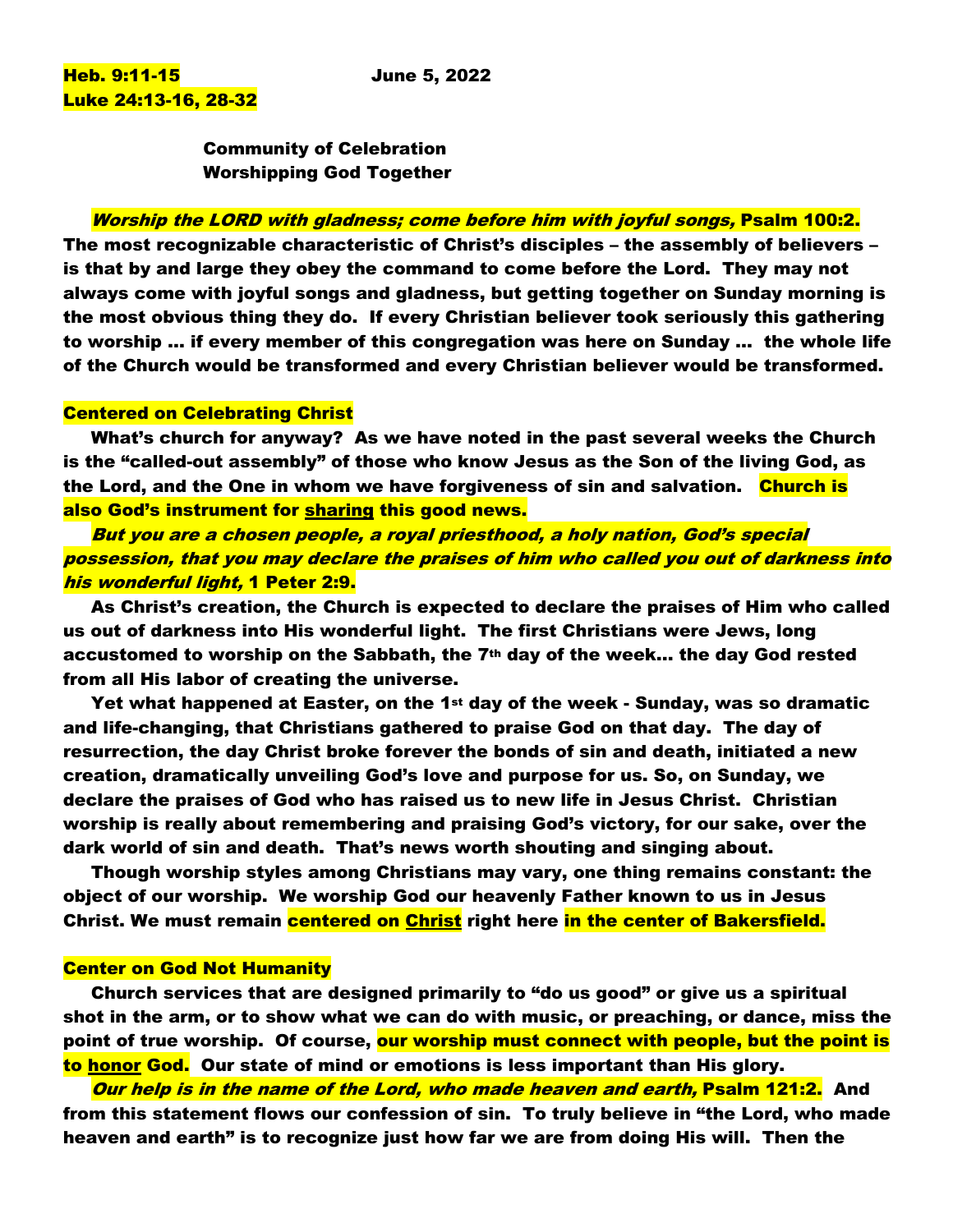**Heb. 9:11-15** **June 5, 2022**
**Luke 24:13-16, 28-32**

**Community of Celebration**
**Worshipping God Together**

***Worship the LORD with gladness; come before him with joyful songs,*** **Psalm 100:2. The most recognizable characteristic of Christ's disciples – the assembly of believers – is that by and large they obey the command to come before the Lord. They may not always come with joyful songs and gladness, but getting together on Sunday morning is the most obvious thing they do. If every Christian believer took seriously this gathering to worship … if every member of this congregation was here on Sunday … the whole life of the Church would be transformed and every Christian believer would be transformed.**

## Centered on Celebrating Christ

**What's church for anyway? As we have noted in the past several weeks the Church is the "called-out assembly" of those who know Jesus as the Son of the living God, as the Lord, and the One in whom we have forgiveness of sin and salvation. Church is also God's instrument for sharing this good news.**

***But you are a chosen people, a royal priesthood, a holy nation, God's special possession, that you may declare the praises of him who called you out of darkness into his wonderful light,*** **1 Peter 2:9.**

**As Christ's creation, the Church is expected to declare the praises of Him who called us out of darkness into His wonderful light. The first Christians were Jews, long accustomed to worship on the Sabbath, the 7th day of the week… the day God rested from all His labor of creating the universe.**

**Yet what happened at Easter, on the 1st day of the week - Sunday, was so dramatic and life-changing, that Christians gathered to praise God on that day. The day of resurrection, the day Christ broke forever the bonds of sin and death, initiated a new creation, dramatically unveiling God's love and purpose for us. So, on Sunday, we declare the praises of God who has raised us to new life in Jesus Christ. Christian worship is really about remembering and praising God's victory, for our sake, over the dark world of sin and death. That's news worth shouting and singing about.**

**Though worship styles among Christians may vary, one thing remains constant: the object of our worship. We worship God our heavenly Father known to us in Jesus Christ. We must remain centered on Christ right here in the center of Bakersfield.**

## Center on God Not Humanity

**Church services that are designed primarily to "do us good" or give us a spiritual shot in the arm, or to show what we can do with music, or preaching, or dance, miss the point of true worship. Of course, our worship must connect with people, but the point is to honor God. Our state of mind or emotions is less important than His glory.**

***Our help is in the name of the Lord, who made heaven and earth,*** **Psalm 121:2. And from this statement flows our confession of sin. To truly believe in "the Lord, who made heaven and earth" is to recognize just how far we are from doing His will. Then the**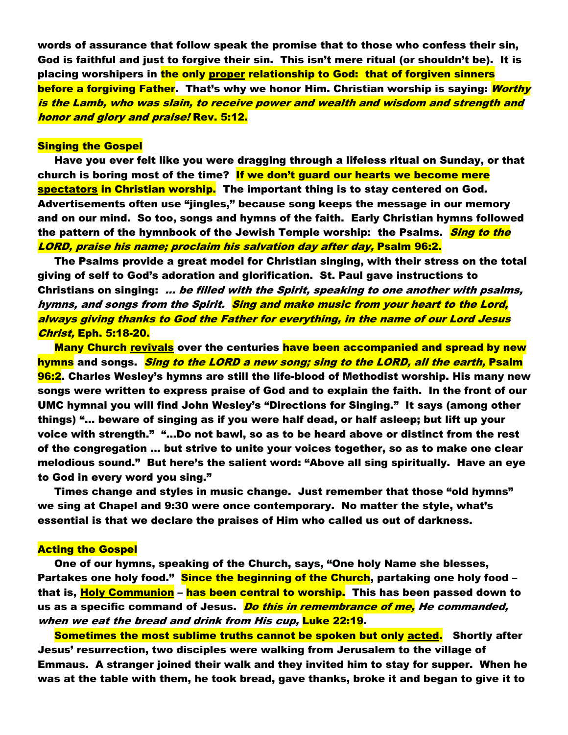words of assurance that follow speak the promise that to those who confess their sin, God is faithful and just to forgive their sin. This isn't mere ritual (or shouldn't be). It is placing worshipers in the only proper relationship to God: that of forgiven sinners before a forgiving Father. That's why we honor Him. Christian worship is saying: *Worthy is the Lamb, who was slain, to receive power and wealth and wisdom and strength and honor and glory and praise!* Rev. 5:12.

## Singing the Gospel

Have you ever felt like you were dragging through a lifeless ritual on Sunday, or that church is boring most of the time? If we don't guard our hearts we become mere spectators in Christian worship. The important thing is to stay centered on God. Advertisements often use "jingles," because song keeps the message in our memory and on our mind. So too, songs and hymns of the faith. Early Christian hymns followed the pattern of the hymnbook of the Jewish Temple worship: the Psalms. *Sing to the LORD, praise his name; proclaim his salvation day after day,* Psalm 96:2.

The Psalms provide a great model for Christian singing, with their stress on the total giving of self to God's adoration and glorification. St. Paul gave instructions to Christians on singing: *… be filled with the Spirit, speaking to one another with psalms, hymns, and songs from the Spirit. Sing and make music from your heart to the Lord, always giving thanks to God the Father for everything, in the name of our Lord Jesus Christ,* Eph. 5:18-20.

Many Church revivals over the centuries have been accompanied and spread by new hymns and songs. *Sing to the LORD a new song; sing to the LORD, all the earth,* Psalm 96:2. Charles Wesley's hymns are still the life-blood of Methodist worship. His many new songs were written to express praise of God and to explain the faith. In the front of our UMC hymnal you will find John Wesley's "Directions for Singing." It says (among other things) "… beware of singing as if you were half dead, or half asleep; but lift up your voice with strength." "…Do not bawl, so as to be heard above or distinct from the rest of the congregation … but strive to unite your voices together, so as to make one clear melodious sound." But here's the salient word: "Above all sing spiritually. Have an eye to God in every word you sing."

Times change and styles in music change. Just remember that those "old hymns" we sing at Chapel and 9:30 were once contemporary. No matter the style, what's essential is that we declare the praises of Him who called us out of darkness.

## Acting the Gospel

One of our hymns, speaking of the Church, says, "One holy Name she blesses, Partakes one holy food." Since the beginning of the Church, partaking one holy food – that is, Holy Communion – has been central to worship. This has been passed down to us as a specific command of Jesus. *Do this in remembrance of me, He commanded, when we eat the bread and drink from His cup,* Luke 22:19.

Sometimes the most sublime truths cannot be spoken but only acted. Shortly after Jesus' resurrection, two disciples were walking from Jerusalem to the village of Emmaus. A stranger joined their walk and they invited him to stay for supper. When he was at the table with them, he took bread, gave thanks, broke it and began to give it to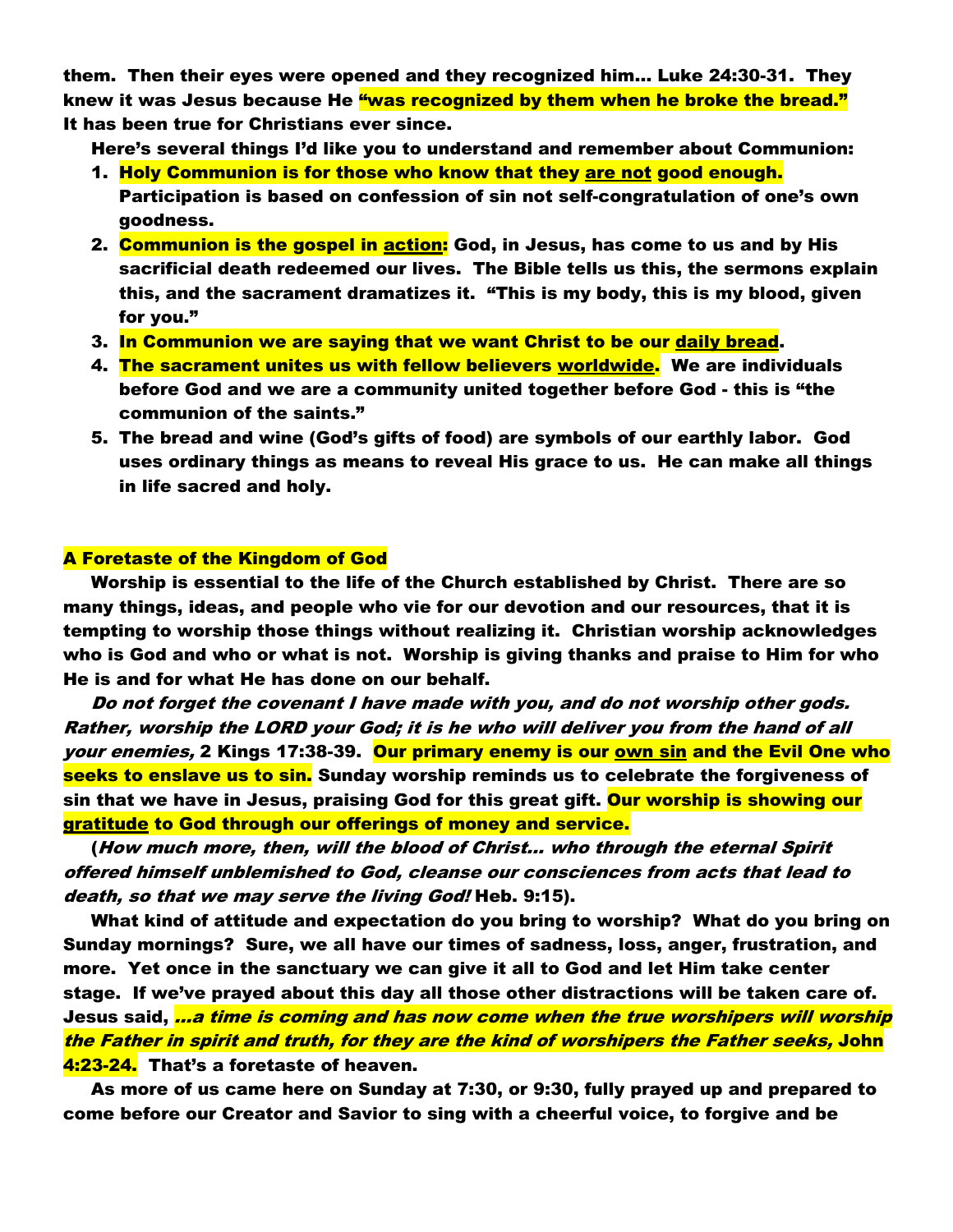them. Then their eyes were opened and they recognized him... Luke 24:30-31. They knew it was Jesus because He "was recognized by them when he broke the bread." It has been true for Christians ever since.

Here's several things I'd like you to understand and remember about Communion:

1. Holy Communion is for those who know that they are not good enough. Participation is based on confession of sin not self-congratulation of one's own goodness.
2. Communion is the gospel in action: God, in Jesus, has come to us and by His sacrificial death redeemed our lives. The Bible tells us this, the sermons explain this, and the sacrament dramatizes it. "This is my body, this is my blood, given for you."
3. In Communion we are saying that we want Christ to be our daily bread.
4. The sacrament unites us with fellow believers worldwide. We are individuals before God and we are a community united together before God - this is "the communion of the saints."
5. The bread and wine (God's gifts of food) are symbols of our earthly labor. God uses ordinary things as means to reveal His grace to us. He can make all things in life sacred and holy.

## A Foretaste of the Kingdom of God

Worship is essential to the life of the Church established by Christ. There are so many things, ideas, and people who vie for our devotion and our resources, that it is tempting to worship those things without realizing it. Christian worship acknowledges who is God and who or what is not. Worship is giving thanks and praise to Him for who He is and for what He has done on our behalf.

*Do not forget the covenant I have made with you, and do not worship other gods. Rather, worship the LORD your God; it is he who will deliver you from the hand of all your enemies,* 2 Kings 17:38-39. Our primary enemy is our own sin and the Evil One who seeks to enslave us to sin. Sunday worship reminds us to celebrate the forgiveness of sin that we have in Jesus, praising God for this great gift. Our worship is showing our gratitude to God through our offerings of money and service.

(*How much more, then, will the blood of Christ... who through the eternal Spirit offered himself unblemished to God, cleanse our consciences from acts that lead to death, so that we may serve the living God!* Heb. 9:15).

What kind of attitude and expectation do you bring to worship? What do you bring on Sunday mornings? Sure, we all have our times of sadness, loss, anger, frustration, and more. Yet once in the sanctuary we can give it all to God and let Him take center stage. If we've prayed about this day all those other distractions will be taken care of. Jesus said, *...a time is coming and has now come when the true worshipers will worship the Father in spirit and truth, for they are the kind of worshipers the Father seeks,* John 4:23-24. That's a foretaste of heaven.

As more of us came here on Sunday at 7:30, or 9:30, fully prayed up and prepared to come before our Creator and Savior to sing with a cheerful voice, to forgive and be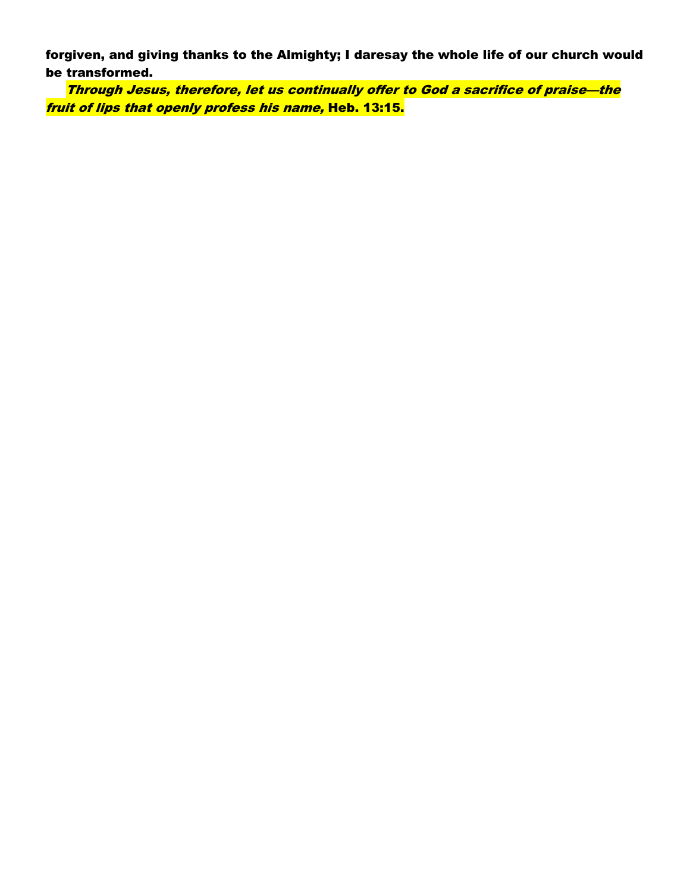**forgiven, and giving thanks to the Almighty; I daresay the whole life of our church would be transformed.**

***Through Jesus, therefore, let us continually offer to God a sacrifice of praise—the fruit of lips that openly profess his name,*** **Heb. 13:15.**